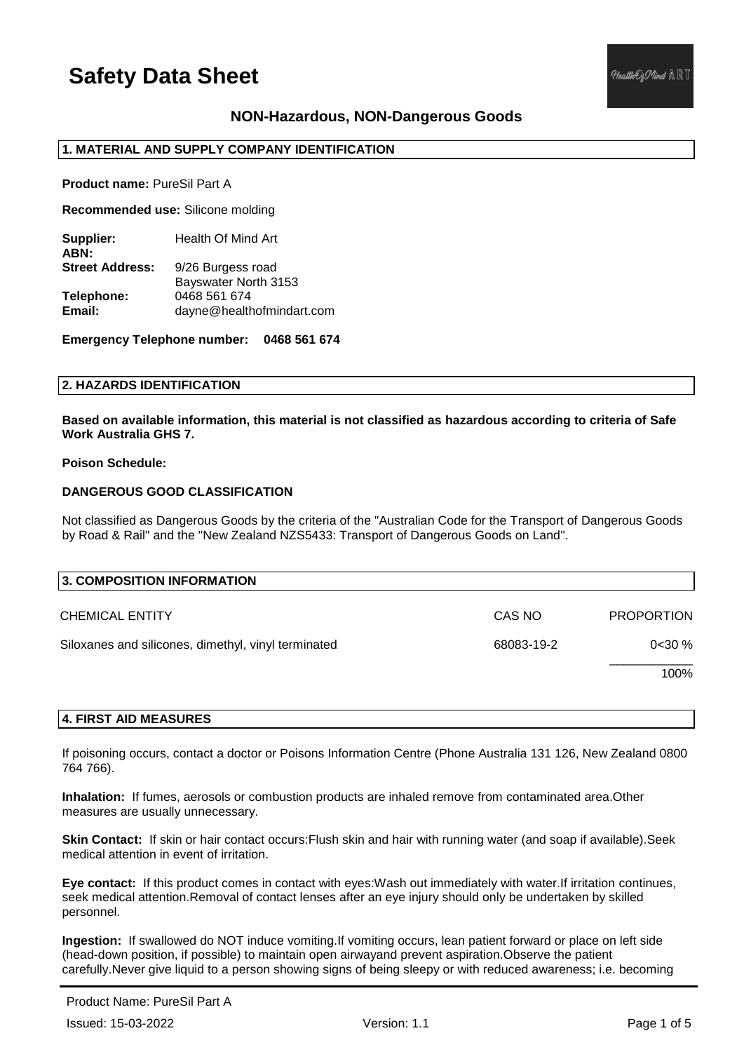# Safety Data Sheet

## NON-Hazardous, NON-Dangerous Goods

### 1. MATERIAL AND SUPPLY COMPANY IDENTIFICATION

**Product name:** PureSil Part A

**Recommended use:** Silicone molding

| | |
|---|---|
| **Supplier:** | Health Of Mind Art |
| **ABN:** | |
| **Street Address:** | 9/26 Burgess road<br>Bayswater North 3153 |
| **Telephone:** | 0468 561 674 |
| **Email:** | dayne@healthofmindart.com |

**Emergency Telephone number: 0468 561 674**

### 2. HAZARDS IDENTIFICATION

**Based on available information, this material is not classified as hazardous according to criteria of Safe Work Australia GHS 7.**

**Poison Schedule:**

**DANGEROUS GOOD CLASSIFICATION**

Not classified as Dangerous Goods by the criteria of the "Australian Code for the Transport of Dangerous Goods by Road & Rail" and the "New Zealand NZS5433: Transport of Dangerous Goods on Land".

### 3. COMPOSITION INFORMATION

| CHEMICAL ENTITY | CAS NO | PROPORTION |
|---|---|---|
| Siloxanes and silicones, dimethyl, vinyl terminated | 68083-19-2 | 0<30 % |
| | | 100% |

### 4. FIRST AID MEASURES

If poisoning occurs, contact a doctor or Poisons Information Centre (Phone Australia 131 126, New Zealand 0800 764 766).

**Inhalation:** If fumes, aerosols or combustion products are inhaled remove from contaminated area.Other measures are usually unnecessary.

**Skin Contact:** If skin or hair contact occurs:Flush skin and hair with running water (and soap if available).Seek medical attention in event of irritation.

**Eye contact:** If this product comes in contact with eyes:Wash out immediately with water.If irritation continues, seek medical attention.Removal of contact lenses after an eye injury should only be undertaken by skilled personnel.

**Ingestion:** If swallowed do NOT induce vomiting.If vomiting occurs, lean patient forward or place on left side (head-down position, if possible) to maintain open airwayand prevent aspiration.Observe the patient carefully.Never give liquid to a person showing signs of being sleepy or with reduced awareness; i.e. becoming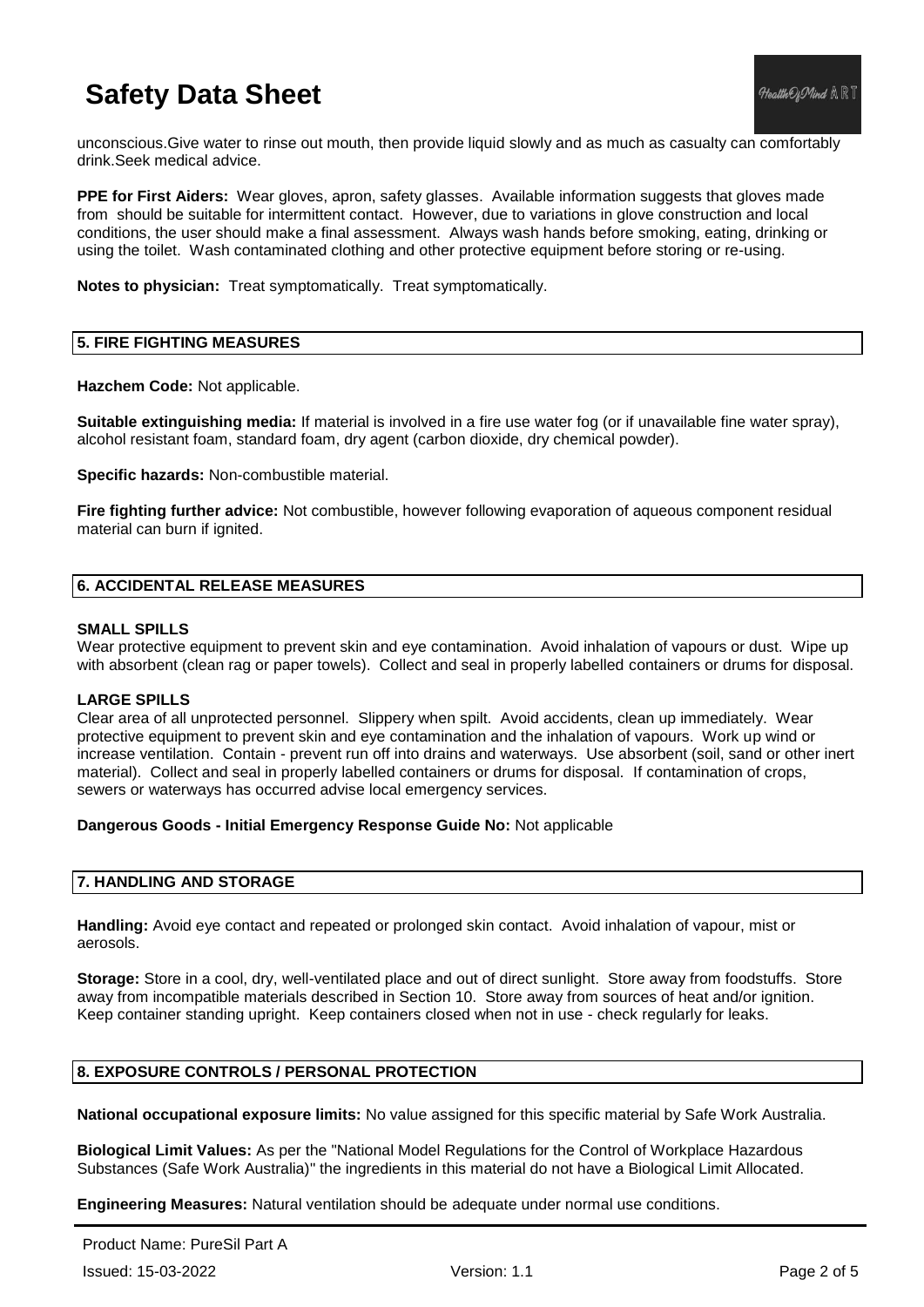unconscious.Give water to rinse out mouth, then provide liquid slowly and as much as casualty can comfortably drink.Seek medical advice.

**PPE for First Aiders:** Wear gloves, apron, safety glasses. Available information suggests that gloves made from should be suitable for intermittent contact. However, due to variations in glove construction and local conditions, the user should make a final assessment. Always wash hands before smoking, eating, drinking or using the toilet. Wash contaminated clothing and other protective equipment before storing or re-using.

**Notes to physician:** Treat symptomatically. Treat symptomatically.

## 5. FIRE FIGHTING MEASURES

**Hazchem Code:** Not applicable.

**Suitable extinguishing media:** If material is involved in a fire use water fog (or if unavailable fine water spray), alcohol resistant foam, standard foam, dry agent (carbon dioxide, dry chemical powder).

**Specific hazards:** Non-combustible material.

**Fire fighting further advice:** Not combustible, however following evaporation of aqueous component residual material can burn if ignited.

## 6. ACCIDENTAL RELEASE MEASURES

### SMALL SPILLS

Wear protective equipment to prevent skin and eye contamination. Avoid inhalation of vapours or dust. Wipe up with absorbent (clean rag or paper towels). Collect and seal in properly labelled containers or drums for disposal.

### LARGE SPILLS

Clear area of all unprotected personnel. Slippery when spilt. Avoid accidents, clean up immediately. Wear protective equipment to prevent skin and eye contamination and the inhalation of vapours. Work up wind or increase ventilation. Contain - prevent run off into drains and waterways. Use absorbent (soil, sand or other inert material). Collect and seal in properly labelled containers or drums for disposal. If contamination of crops, sewers or waterways has occurred advise local emergency services.

**Dangerous Goods - Initial Emergency Response Guide No:** Not applicable

## 7. HANDLING AND STORAGE

**Handling:** Avoid eye contact and repeated or prolonged skin contact. Avoid inhalation of vapour, mist or aerosols.

**Storage:** Store in a cool, dry, well-ventilated place and out of direct sunlight. Store away from foodstuffs. Store away from incompatible materials described in Section 10. Store away from sources of heat and/or ignition. Keep container standing upright. Keep containers closed when not in use - check regularly for leaks.

## 8. EXPOSURE CONTROLS / PERSONAL PROTECTION

**National occupational exposure limits:** No value assigned for this specific material by Safe Work Australia.

**Biological Limit Values:** As per the "National Model Regulations for the Control of Workplace Hazardous Substances (Safe Work Australia)" the ingredients in this material do not have a Biological Limit Allocated.

**Engineering Measures:** Natural ventilation should be adequate under normal use conditions.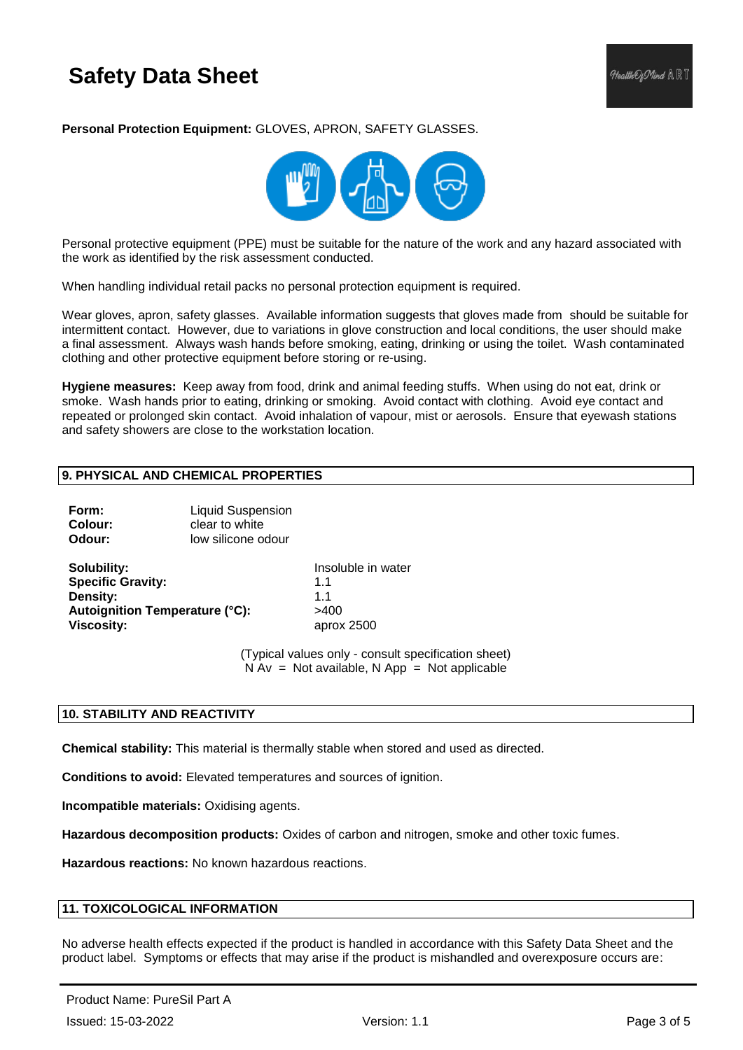**Personal Protection Equipment:** GLOVES, APRON, SAFETY GLASSES.

Personal protective equipment (PPE) must be suitable for the nature of the work and any hazard associated with the work as identified by the risk assessment conducted.

When handling individual retail packs no personal protection equipment is required.

Wear gloves, apron, safety glasses. Available information suggests that gloves made from should be suitable for intermittent contact. However, due to variations in glove construction and local conditions, the user should make a final assessment. Always wash hands before smoking, eating, drinking or using the toilet. Wash contaminated clothing and other protective equipment before storing or re-using.

**Hygiene measures:** Keep away from food, drink and animal feeding stuffs. When using do not eat, drink or smoke. Wash hands prior to eating, drinking or smoking. Avoid contact with clothing. Avoid eye contact and repeated or prolonged skin contact. Avoid inhalation of vapour, mist or aerosols. Ensure that eyewash stations and safety showers are close to the workstation location.

## 9. PHYSICAL AND CHEMICAL PROPERTIES

**Form:** Liquid Suspension
**Colour:** clear to white
**Odour:** low silicone odour

| | |
|---|---|
| **Solubility:** | Insoluble in water |
| **Specific Gravity:** | 1.1 |
| **Density:** | 1.1 |
| **Autoignition Temperature (°C):** | >400 |
| **Viscosity:** | aprox 2500 |

(Typical values only - consult specification sheet)
N Av = Not available, N App = Not applicable

## 10. STABILITY AND REACTIVITY

**Chemical stability:** This material is thermally stable when stored and used as directed.

**Conditions to avoid:** Elevated temperatures and sources of ignition.

**Incompatible materials:** Oxidising agents.

**Hazardous decomposition products:** Oxides of carbon and nitrogen, smoke and other toxic fumes.

**Hazardous reactions:** No known hazardous reactions.

## 11. TOXICOLOGICAL INFORMATION

No adverse health effects expected if the product is handled in accordance with this Safety Data Sheet and the product label. Symptoms or effects that may arise if the product is mishandled and overexposure occurs are: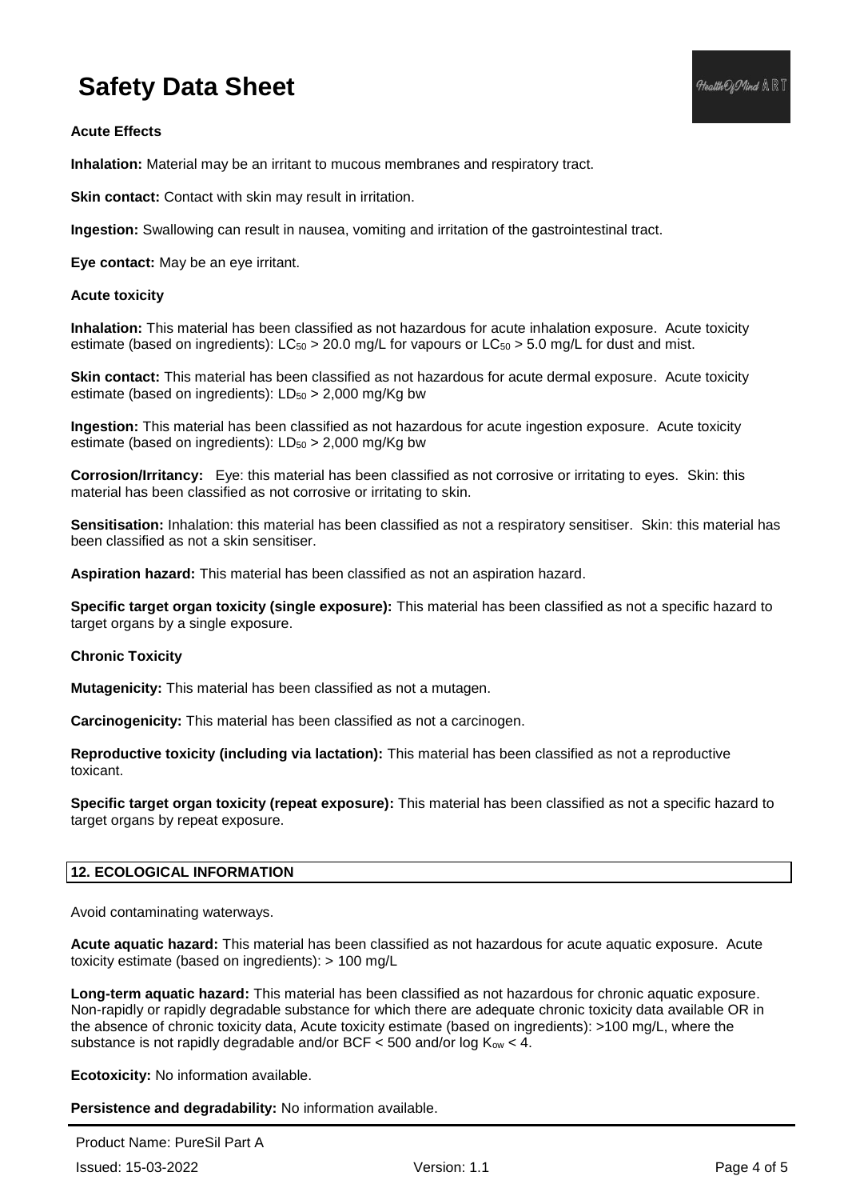**Acute Effects**

**Inhalation:** Material may be an irritant to mucous membranes and respiratory tract.

**Skin contact:** Contact with skin may result in irritation.

**Ingestion:** Swallowing can result in nausea, vomiting and irritation of the gastrointestinal tract.

**Eye contact:** May be an eye irritant.

**Acute toxicity**

**Inhalation:** This material has been classified as not hazardous for acute inhalation exposure. Acute toxicity estimate (based on ingredients): $LC_{50}$ > 20.0 mg/L for vapours or $LC_{50}$ > 5.0 mg/L for dust and mist.

**Skin contact:** This material has been classified as not hazardous for acute dermal exposure. Acute toxicity estimate (based on ingredients): $LD_{50}$ > 2,000 mg/Kg bw

**Ingestion:** This material has been classified as not hazardous for acute ingestion exposure. Acute toxicity estimate (based on ingredients): $LD_{50}$ > 2,000 mg/Kg bw

**Corrosion/Irritancy:** Eye: this material has been classified as not corrosive or irritating to eyes. Skin: this material has been classified as not corrosive or irritating to skin.

**Sensitisation:** Inhalation: this material has been classified as not a respiratory sensitiser. Skin: this material has been classified as not a skin sensitiser.

**Aspiration hazard:** This material has been classified as not an aspiration hazard.

**Specific target organ toxicity (single exposure):** This material has been classified as not a specific hazard to target organs by a single exposure.

**Chronic Toxicity**

**Mutagenicity:** This material has been classified as not a mutagen.

**Carcinogenicity:** This material has been classified as not a carcinogen.

**Reproductive toxicity (including via lactation):** This material has been classified as not a reproductive toxicant.

**Specific target organ toxicity (repeat exposure):** This material has been classified as not a specific hazard to target organs by repeat exposure.

## 12. ECOLOGICAL INFORMATION

Avoid contaminating waterways.

**Acute aquatic hazard:** This material has been classified as not hazardous for acute aquatic exposure. Acute toxicity estimate (based on ingredients): > 100 mg/L

**Long-term aquatic hazard:** This material has been classified as not hazardous for chronic aquatic exposure. Non-rapidly or rapidly degradable substance for which there are adequate chronic toxicity data available OR in the absence of chronic toxicity data, Acute toxicity estimate (based on ingredients): >100 mg/L, where the substance is not rapidly degradable and/or BCF < 500 and/or log $K_{ow}$ < 4.

**Ecotoxicity:** No information available.

**Persistence and degradability:** No information available.

Product Name: PureSil Part A

Issued: 15-03-2022 Version: 1.1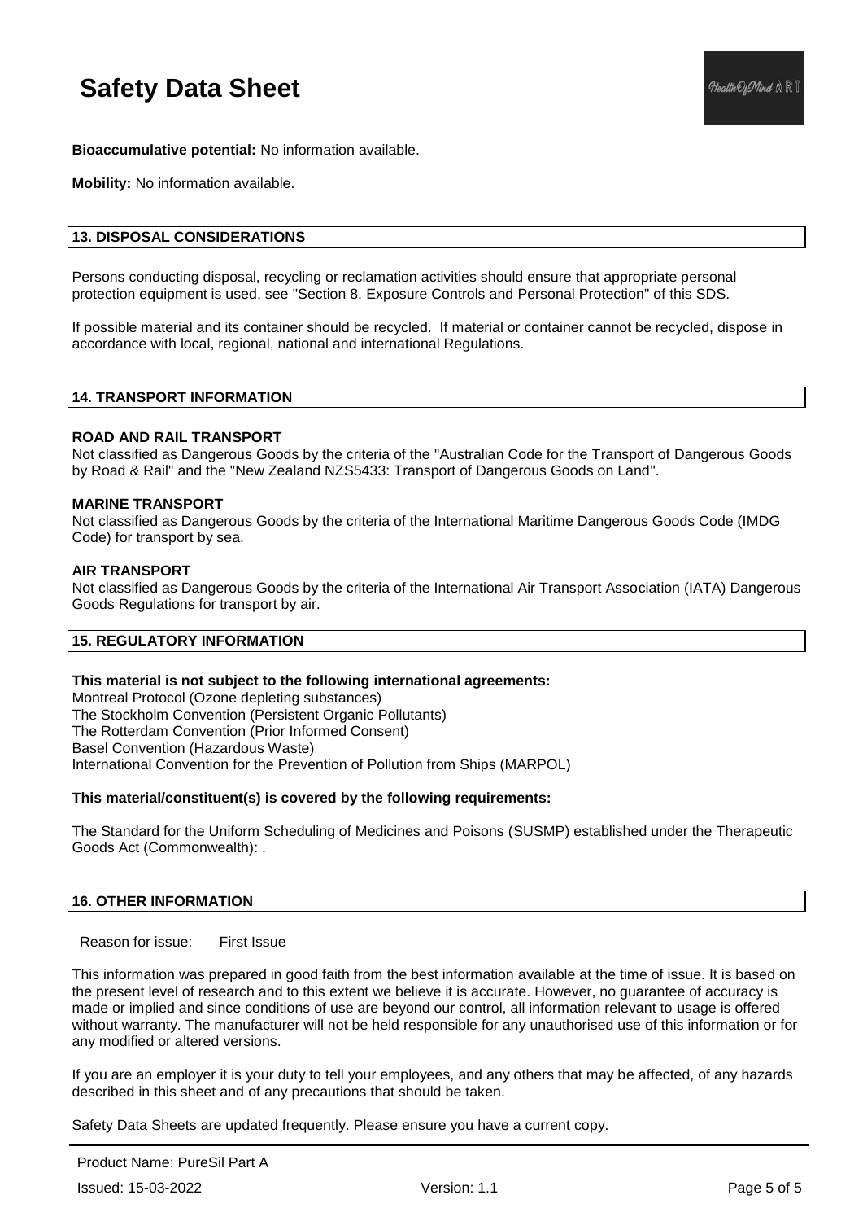**Bioaccumulative potential:** No information available.

**Mobility:** No information available.

## 13. DISPOSAL CONSIDERATIONS

Persons conducting disposal, recycling or reclamation activities should ensure that appropriate personal protection equipment is used, see "Section 8. Exposure Controls and Personal Protection" of this SDS.

If possible material and its container should be recycled. If material or container cannot be recycled, dispose in accordance with local, regional, national and international Regulations.

## 14. TRANSPORT INFORMATION

### ROAD AND RAIL TRANSPORT

Not classified as Dangerous Goods by the criteria of the "Australian Code for the Transport of Dangerous Goods by Road & Rail" and the "New Zealand NZS5433: Transport of Dangerous Goods on Land".

### MARINE TRANSPORT

Not classified as Dangerous Goods by the criteria of the International Maritime Dangerous Goods Code (IMDG Code) for transport by sea.

### AIR TRANSPORT

Not classified as Dangerous Goods by the criteria of the International Air Transport Association (IATA) Dangerous Goods Regulations for transport by air.

## 15. REGULATORY INFORMATION

**This material is not subject to the following international agreements:**

Montreal Protocol (Ozone depleting substances)
The Stockholm Convention (Persistent Organic Pollutants)
The Rotterdam Convention (Prior Informed Consent)
Basel Convention (Hazardous Waste)
International Convention for the Prevention of Pollution from Ships (MARPOL)

**This material/constituent(s) is covered by the following requirements:**

The Standard for the Uniform Scheduling of Medicines and Poisons (SUSMP) established under the Therapeutic Goods Act (Commonwealth): .

## 16. OTHER INFORMATION

Reason for issue: First Issue

This information was prepared in good faith from the best information available at the time of issue. It is based on the present level of research and to this extent we believe it is accurate. However, no guarantee of accuracy is made or implied and since conditions of use are beyond our control, all information relevant to usage is offered without warranty. The manufacturer will not be held responsible for any unauthorised use of this information or for any modified or altered versions.

If you are an employer it is your duty to tell your employees, and any others that may be affected, of any hazards described in this sheet and of any precautions that should be taken.

Safety Data Sheets are updated frequently. Please ensure you have a current copy.